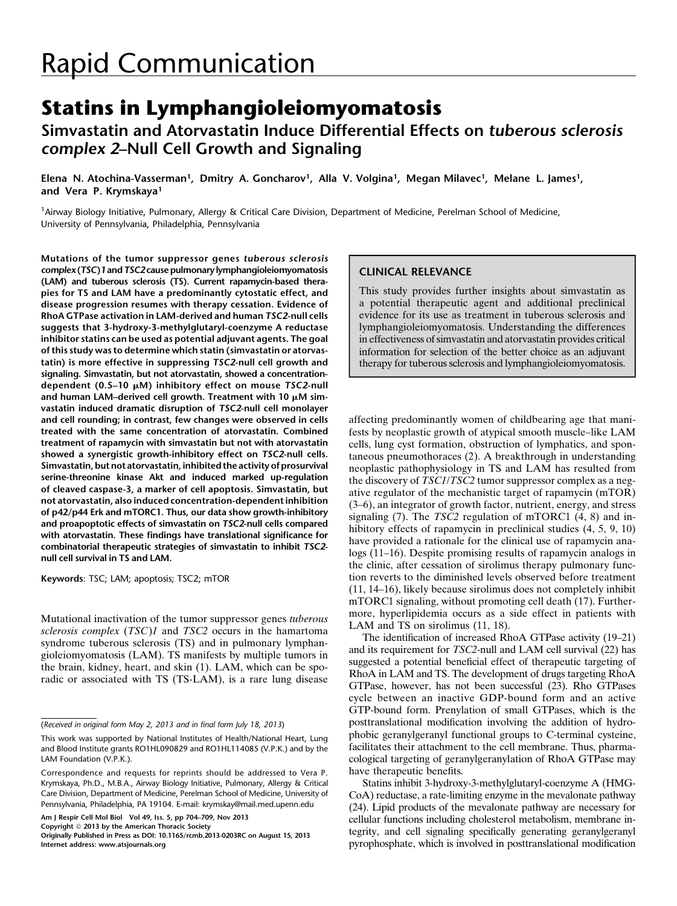# Rapid Communication

## Statins in Lymphangioleiomyomatosis

### Simvastatin and Atorvastatin Induce Differential Effects on *tuberous sclerosis complex 2*–Null Cell Growth and Signaling

Elena N. Atochina-Vasserman[1], Dmitry A. Goncharov[1], Alla V. Volgina[1], Megan Milavec[1], Melane L. James[1], and Vera P. Krymskaya[1]

[1]Airway Biology Initiative, Pulmonary, Allergy & Critical Care Division, Department of Medicine, Perelman School of Medicine, University of Pennsylvania, Philadelphia, Pennsylvania

**Mutations of the tumor suppressor genes *tuberous sclerosis complex* (*TSC*)*1* and *TSC2* cause pulmonary lymphangioleiomyomatosis (LAM) and tuberous sclerosis (TS). Current rapamycin-based therapies for TS and LAM have a predominantly cytostatic effect, and disease progression resumes with therapy cessation. Evidence of RhoA GTPase activation in LAM-derived and human *TSC2*-null cells suggests that 3-hydroxy-3-methylglutaryl-coenzyme A reductase inhibitor statins can be used as potential adjuvant agents. The goal of this study was to determine which statin (simvastatin or atorvastatin) is more effective in suppressing *TSC2*-null cell growth and signaling. Simvastatin, but not atorvastatin, showed a concentration-dependent (0.5–10 μM) inhibitory effect on mouse *TSC2*-null and human LAM–derived cell growth. Treatment with 10 μM simvastatin induced dramatic disruption of *TSC2*-null cell monolayer and cell rounding; in contrast, few changes were observed in cells treated with the same concentration of atorvastatin. Combined treatment of rapamycin with simvastatin but not with atorvastatin showed a synergistic growth-inhibitory effect on *TSC2*-null cells. Simvastatin, but not atorvastatin, inhibited the activity of prosurvival serine-threonine kinase Akt and induced marked up-regulation of cleaved caspase-3, a marker of cell apoptosis. Simvastatin, but not atorvastatin, also induced concentration-dependent inhibition of p42/p44 Erk and mTORC1. Thus, our data show growth-inhibitory and proapoptotic effects of simvastatin on *TSC2*-null cells compared with atorvastatin. These findings have translational significance for combinatorial therapeutic strategies of simvastatin to inhibit *TSC2*-null cell survival in TS and LAM.**

**Keywords**: TSC; LAM; apoptosis; TSC2; mTOR

#### CLINICAL RELEVANCE

This study provides further insights about simvastatin as a potential therapeutic agent and additional preclinical evidence for its use as treatment in tuberous sclerosis and lymphangioleiomyomatosis. Understanding the differences in effectiveness of simvastatin and atorvastatin provides critical information for selection of the better choice as an adjuvant therapy for tuberous sclerosis and lymphangioleiomyomatosis.

Mutational inactivation of the tumor suppressor genes *tuberous sclerosis complex* (*TSC*)*1* and *TSC2* occurs in the hamartoma syndrome tuberous sclerosis (TS) and in pulmonary lymphangioleiomyomatosis (LAM). TS manifests by multiple tumors in the brain, kidney, heart, and skin (1). LAM, which can be sporadic or associated with TS (TS-LAM), is a rare lung disease affecting predominantly women of childbearing age that manifests by neoplastic growth of atypical smooth muscle–like LAM cells, lung cyst formation, obstruction of lymphatics, and spontaneous pneumothoraces (2). A breakthrough in understanding neoplastic pathophysiology in TS and LAM has resulted from the discovery of *TSC1*/*TSC2* tumor suppressor complex as a negative regulator of the mechanistic target of rapamycin (mTOR) (3–6), an integrator of growth factor, nutrient, energy, and stress signaling (7). The *TSC2* regulation of mTORC1 (4, 8) and inhibitory effects of rapamycin in preclinical studies (4, 5, 9, 10) have provided a rationale for the clinical use of rapamycin analogs (11–16). Despite promising results of rapamycin analogs in the clinic, after cessation of sirolimus therapy pulmonary function reverts to the diminished levels observed before treatment (11, 14–16), likely because sirolimus does not completely inhibit mTORC1 signaling, without promoting cell death (17). Furthermore, hyperlipidemia occurs as a side effect in patients with LAM and TS on sirolimus (11, 18).

The identification of increased RhoA GTPase activity (19–21) and its requirement for *TSC2*-null and LAM cell survival (22) has suggested a potential beneficial effect of therapeutic targeting of RhoA in LAM and TS. The development of drugs targeting RhoA GTPase, however, has not been successful (23). Rho GTPases cycle between an inactive GDP-bound form and an active GTP-bound form. Prenylation of small GTPases, which is the posttranslational modification involving the addition of hydrophobic geranylgeranyl functional groups to C-terminal cysteine, facilitates their attachment to the cell membrane. Thus, pharmacological targeting of geranylgeranylation of RhoA GTPase may have therapeutic benefits.

Statins inhibit 3-hydroxy-3-methylglutaryl-coenzyme A (HMG-CoA) reductase, a rate-limiting enzyme in the mevalonate pathway (24). Lipid products of the mevalonate pathway are necessary for cellular functions including cholesterol metabolism, membrane integrity, and cell signaling specifically generating geranylgeranyl pyrophosphate, which is involved in posttranslational modification

(*Received in original form May 2, 2013 and in final form July 18, 2013*)

This work was supported by National Institutes of Health/National Heart, Lung and Blood Institute grants RO1HL090829 and RO1HL114085 (V.P.K.) and by the LAM Foundation (V.P.K.).

Correspondence and requests for reprints should be addressed to Vera P. Krymskaya, Ph.D., M.B.A., Airway Biology Initiative, Pulmonary, Allergy & Critical Care Division, Department of Medicine, Perelman School of Medicine, University of Pennsylvania, Philadelphia, PA 19104. E-mail: krymskay@mail.med.upenn.edu

Am J Respir Cell Mol Biol Vol 49, Iss. 5, pp 704–709, Nov 2013
Copyright © 2013 by the American Thoracic Society
Originally Published in Press as DOI: 10.1165/rcmb.2013-0203RC on August 15, 2013
Internet address: www.atsjournals.org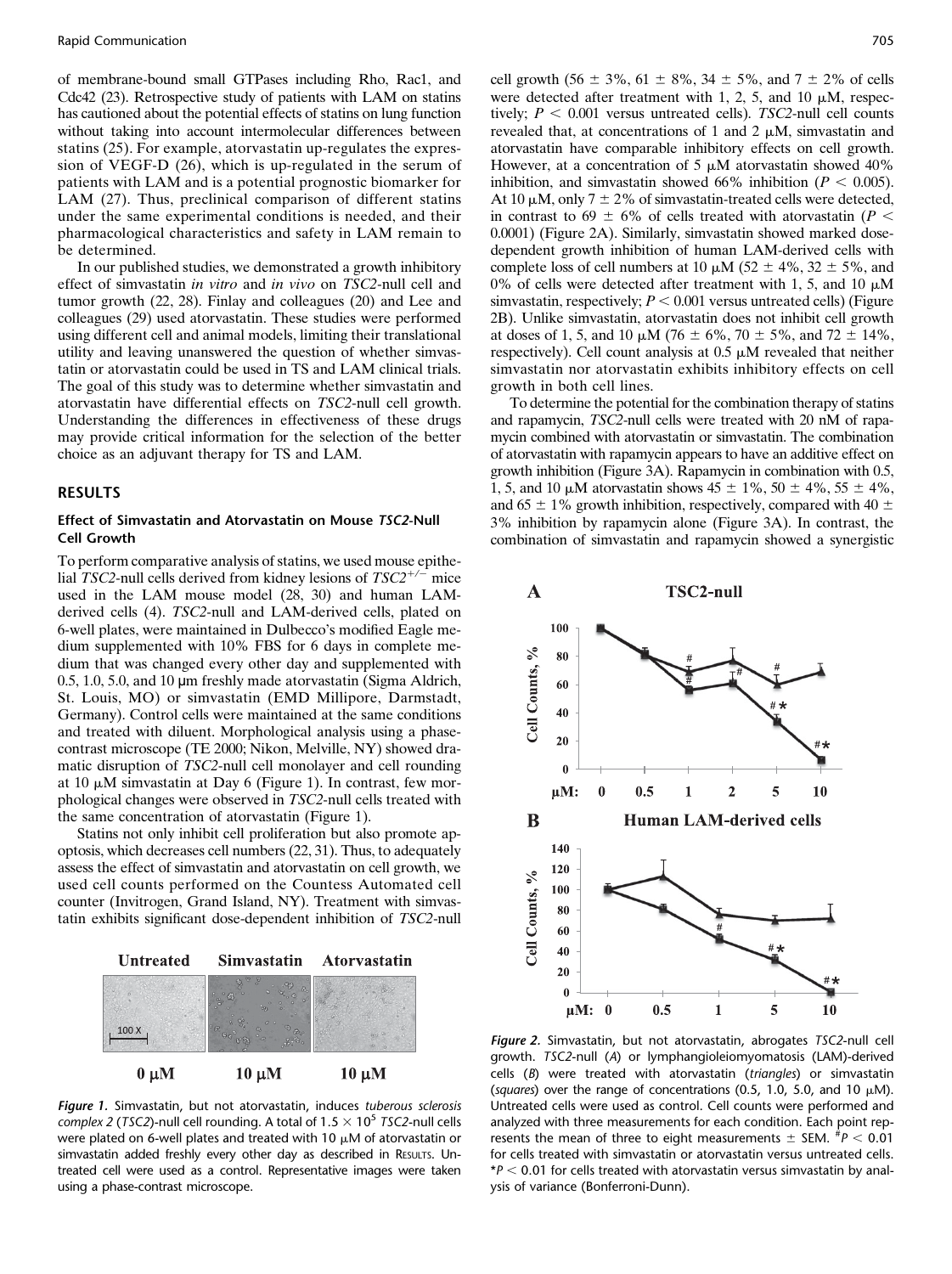of membrane-bound small GTPases including Rho, Rac1, and Cdc42 (23). Retrospective study of patients with LAM on statins has cautioned about the potential effects of statins on lung function without taking into account intermolecular differences between statins (25). For example, atorvastatin up-regulates the expression of VEGF-D (26), which is up-regulated in the serum of patients with LAM and is a potential prognostic biomarker for LAM (27). Thus, preclinical comparison of different statins under the same experimental conditions is needed, and their pharmacological characteristics and safety in LAM remain to be determined.

In our published studies, we demonstrated a growth inhibitory effect of simvastatin *in vitro* and *in vivo* on *TSC2*-null cell and tumor growth (22, 28). Finlay and colleagues (20) and Lee and colleagues (29) used atorvastatin. These studies were performed using different cell and animal models, limiting their translational utility and leaving unanswered the question of whether simvastatin or atorvastatin could be used in TS and LAM clinical trials. The goal of this study was to determine whether simvastatin and atorvastatin have differential effects on *TSC2*-null cell growth. Understanding the differences in effectiveness of these drugs may provide critical information for the selection of the better choice as an adjuvant therapy for TS and LAM.

## RESULTS

### Effect of Simvastatin and Atorvastatin on Mouse *TSC2*-Null Cell Growth

To perform comparative analysis of statins, we used mouse epithelial *TSC2*-null cells derived from kidney lesions of $TSC2^{+/-}$ mice used in the LAM mouse model (28, 30) and human LAM-derived cells (4). *TSC2*-null and LAM-derived cells, plated on 6-well plates, were maintained in Dulbecco's modified Eagle medium supplemented with 10% FBS for 6 days in complete medium that was changed every other day and supplemented with 0.5, 1.0, 5.0, and 10 μm freshly made atorvastatin (Sigma Aldrich, St. Louis, MO) or simvastatin (EMD Millipore, Darmstadt, Germany). Control cells were maintained at the same conditions and treated with diluent. Morphological analysis using a phase-contrast microscope (TE 2000; Nikon, Melville, NY) showed dramatic disruption of *TSC2*-null cell monolayer and cell rounding at 10 μM simvastatin at Day 6 (Figure 1). In contrast, few morphological changes were observed in *TSC2*-null cells treated with the same concentration of atorvastatin (Figure 1).

Statins not only inhibit cell proliferation but also promote apoptosis, which decreases cell numbers (22, 31). Thus, to adequately assess the effect of simvastatin and atorvastatin on cell growth, we used cell counts performed on the Countess Automated cell counter (Invitrogen, Grand Island, NY). Treatment with simvastatin exhibits significant dose-dependent inhibition of *TSC2*-null cell growth (56 ± 3%, 61 ± 8%, 34 ± 5%, and 7 ± 2% of cells were detected after treatment with 1, 2, 5, and 10 μM, respectively; $P < 0.001$ versus untreated cells). *TSC2*-null cell counts revealed that, at concentrations of 1 and 2 μM, simvastatin and atorvastatin have comparable inhibitory effects on cell growth. However, at a concentration of 5 μM atorvastatin showed 40% inhibition, and simvastatin showed 66% inhibition ($P < 0.005$). At 10 μM, only 7 ± 2% of simvastatin-treated cells were detected, in contrast to 69 ± 6% of cells treated with atorvastatin ($P < 0.0001$) (Figure 2A). Similarly, simvastatin showed marked dose-dependent growth inhibition of human LAM-derived cells with complete loss of cell numbers at 10 μM (52 ± 4%, 32 ± 5%, and 0% of cells were detected after treatment with 1, 5, and 10 μM simvastatin, respectively; $P < 0.001$ versus untreated cells) (Figure 2B). Unlike simvastatin, atorvastatin does not inhibit cell growth at doses of 1, 5, and 10 μM (76 ± 6%, 70 ± 5%, and 72 ± 14%, respectively). Cell count analysis at 0.5 μM revealed that neither simvastatin nor atorvastatin exhibits inhibitory effects on cell growth in both cell lines.

To determine the potential for the combination therapy of statins and rapamycin, *TSC2*-null cells were treated with 20 nM of rapamycin combined with atorvastatin or simvastatin. The combination of atorvastatin with rapamycin appears to have an additive effect on growth inhibition (Figure 3A). Rapamycin in combination with 0.5, 1, 5, and 10 μM atorvastatin shows 45 ± 1%, 50 ± 4%, 55 ± 4%, and 65 ± 1% growth inhibition, respectively, compared with 40 ± 3% inhibition by rapamycin alone (Figure 3A). In contrast, the combination of simvastatin and rapamycin showed a synergistic

*Figure 1.* Simvastatin, but not atorvastatin, induces *tuberous sclerosis complex 2* (*TSC2*)-null cell rounding. A total of $1.5 \times 10^5$ *TSC2*-null cells were plated on 6-well plates and treated with 10 μM of atorvastatin or simvastatin added freshly every other day as described in RESULTS. Untreated cell were used as a control. Representative images were taken using a phase-contrast microscope.

*Figure 2.* Simvastatin, but not atorvastatin, abrogates *TSC2*-null cell growth. *TSC2*-null (*A*) or lymphangioleiomyomatosis (LAM)-derived cells (*B*) were treated with atorvastatin (*triangles*) or simvastatin (*squares*) over the range of concentrations (0.5, 1.0, 5.0, and 10 μM). Untreated cells were used as control. Cell counts were performed and analyzed with three measurements for each condition. Each point represents the mean of three to eight measurements ± SEM. #$P < 0.01$ for cells treated with simvastatin or atorvastatin versus untreated cells. *$P < 0.01$ for cells treated with atorvastatin versus simvastatin by analysis of variance (Bonferroni-Dunn).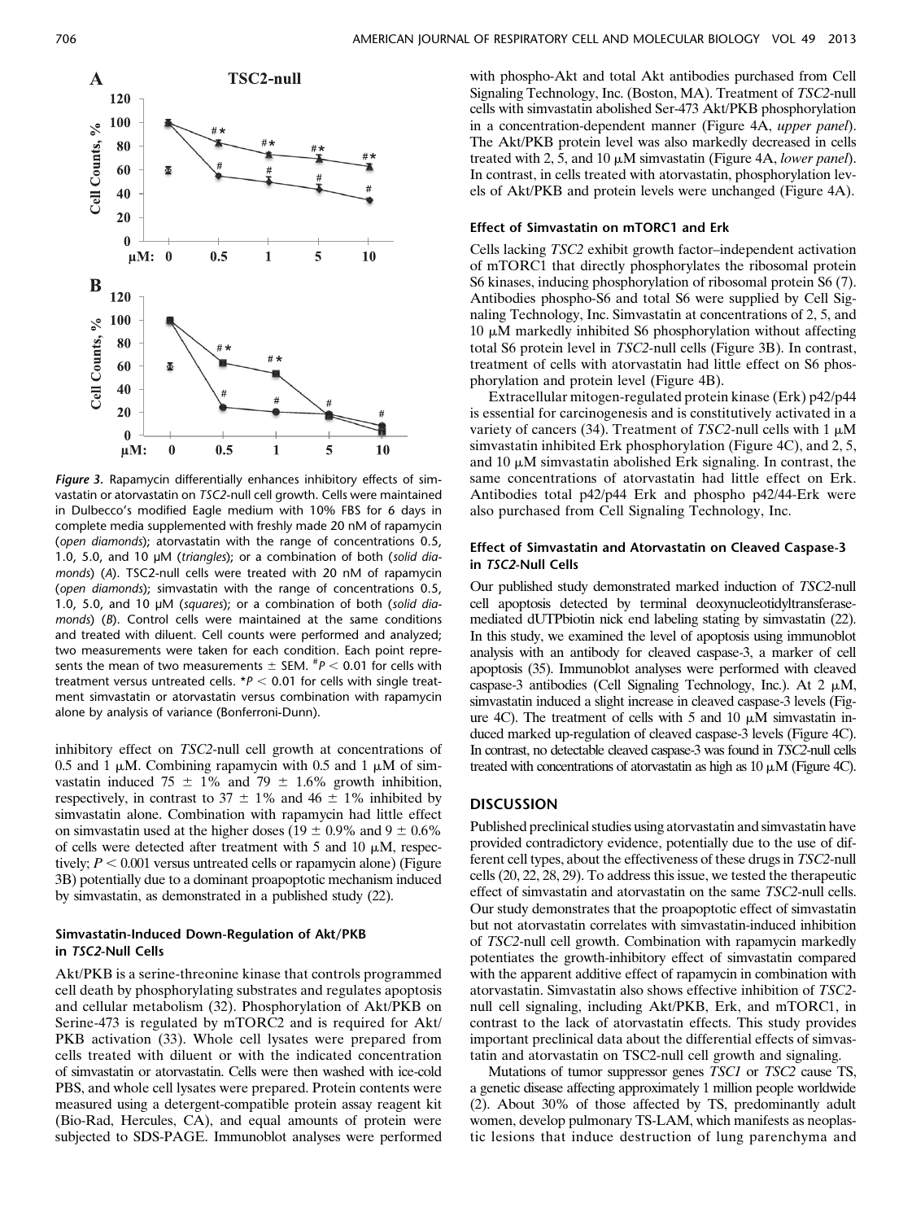**Figure 3.** Rapamycin differentially enhances inhibitory effects of simvastatin or atorvastatin on *TSC2*-null cell growth. Cells were maintained in Dulbecco's modified Eagle medium with 10% FBS for 6 days in complete media supplemented with freshly made 20 nM of rapamycin (*open diamonds*); atorvastatin with the range of concentrations 0.5, 1.0, 5.0, and 10 μM (*triangles*); or a combination of both (*solid diamonds*) (*A*). TSC2-null cells were treated with 20 nM of rapamycin (*open diamonds*); simvastatin with the range of concentrations 0.5, 1.0, 5.0, and 10 μM (*squares*); or a combination of both (*solid diamonds*) (*B*). Control cells were maintained at the same conditions and treated with diluent. Cell counts were performed and analyzed; two measurements were taken for each condition. Each point represents the mean of two measurements ± SEM. $^{\#}P < 0.01$ for cells with treatment versus untreated cells. $^{*}P < 0.01$ for cells with single treatment simvastatin or atorvastatin versus combination with rapamycin alone by analysis of variance (Bonferroni-Dunn).

inhibitory effect on *TSC2*-null cell growth at concentrations of 0.5 and 1 μM. Combining rapamycin with 0.5 and 1 μM of simvastatin induced 75 ± 1% and 79 ± 1.6% growth inhibition, respectively, in contrast to 37 ± 1% and 46 ± 1% inhibited by simvastatin alone. Combination with rapamycin had little effect on simvastatin used at the higher doses (19 ± 0.9% and 9 ± 0.6% of cells were detected after treatment with 5 and 10 μM, respectively; $P < 0.001$ versus untreated cells or rapamycin alone) (Figure 3B) potentially due to a dominant proapoptotic mechanism induced by simvastatin, as demonstrated in a published study (22).

### Simvastatin-Induced Down-Regulation of Akt/PKB in *TSC2*-Null Cells

Akt/PKB is a serine-threonine kinase that controls programmed cell death by phosphorylating substrates and regulates apoptosis and cellular metabolism (32). Phosphorylation of Akt/PKB on Serine-473 is regulated by mTORC2 and is required for Akt/PKB activation (33). Whole cell lysates were prepared from cells treated with diluent or with the indicated concentration of simvastatin or atorvastatin. Cells were then washed with ice-cold PBS, and whole cell lysates were prepared. Protein contents were measured using a detergent-compatible protein assay reagent kit (Bio-Rad, Hercules, CA), and equal amounts of protein were subjected to SDS-PAGE. Immunoblot analyses were performed with phospho-Akt and total Akt antibodies purchased from Cell Signaling Technology, Inc. (Boston, MA). Treatment of *TSC2*-null cells with simvastatin abolished Ser-473 Akt/PKB phosphorylation in a concentration-dependent manner (Figure 4A, *upper panel*). The Akt/PKB protein level was also markedly decreased in cells treated with 2, 5, and 10 μM simvastatin (Figure 4A, *lower panel*). In contrast, in cells treated with atorvastatin, phosphorylation levels of Akt/PKB and protein levels were unchanged (Figure 4A).

### Effect of Simvastatin on mTORC1 and Erk

Cells lacking *TSC2* exhibit growth factor–independent activation of mTORC1 that directly phosphorylates the ribosomal protein S6 kinases, inducing phosphorylation of ribosomal protein S6 (7). Antibodies phospho-S6 and total S6 were supplied by Cell Signaling Technology, Inc. Simvastatin at concentrations of 2, 5, and 10 μM markedly inhibited S6 phosphorylation without affecting total S6 protein level in *TSC2*-null cells (Figure 3B). In contrast, treatment of cells with atorvastatin had little effect on S6 phosphorylation and protein level (Figure 4B).

Extracellular mitogen-regulated protein kinase (Erk) p42/p44 is essential for carcinogenesis and is constitutively activated in a variety of cancers (34). Treatment of *TSC2*-null cells with 1 μM simvastatin inhibited Erk phosphorylation (Figure 4C), and 2, 5, and 10 μM simvastatin abolished Erk signaling. In contrast, the same concentrations of atorvastatin had little effect on Erk. Antibodies total p42/p44 Erk and phospho p42/44-Erk were also purchased from Cell Signaling Technology, Inc.

### Effect of Simvastatin and Atorvastatin on Cleaved Caspase-3 in *TSC2*-Null Cells

Our published study demonstrated marked induction of *TSC2*-null cell apoptosis detected by terminal deoxynucleotidyltransferase-mediated dUTPbiotin nick end labeling stating by simvastatin (22). In this study, we examined the level of apoptosis using immunoblot analysis with an antibody for cleaved caspase-3, a marker of cell apoptosis (35). Immunoblot analyses were performed with cleaved caspase-3 antibodies (Cell Signaling Technology, Inc.). At 2 μM, simvastatin induced a slight increase in cleaved caspase-3 levels (Figure 4C). The treatment of cells with 5 and 10 μM simvastatin induced marked up-regulation of cleaved caspase-3 levels (Figure 4C). In contrast, no detectable cleaved caspase-3 was found in *TSC2*-null cells treated with concentrations of atorvastatin as high as 10 μM (Figure 4C).

## DISCUSSION

Published preclinical studies using atorvastatin and simvastatin have provided contradictory evidence, potentially due to the use of different cell types, about the effectiveness of these drugs in *TSC2*-null cells (20, 22, 28, 29). To address this issue, we tested the therapeutic effect of simvastatin and atorvastatin on the same *TSC2*-null cells. Our study demonstrates that the proapoptotic effect of simvastatin but not atorvastatin correlates with simvastatin-induced inhibition of *TSC2*-null cell growth. Combination with rapamycin markedly potentiates the growth-inhibitory effect of simvastatin compared with the apparent additive effect of rapamycin in combination with atorvastatin. Simvastatin also shows effective inhibition of *TSC2*-null cell signaling, including Akt/PKB, Erk, and mTORC1, in contrast to the lack of atorvastatin effects. This study provides important preclinical data about the differential effects of simvastatin and atorvastatin on TSC2-null cell growth and signaling.

Mutations of tumor suppressor genes *TSC1* or *TSC2* cause TS, a genetic disease affecting approximately 1 million people worldwide (2). About 30% of those affected by TS, predominantly adult women, develop pulmonary TS-LAM, which manifests as neoplastic lesions that induce destruction of lung parenchyma and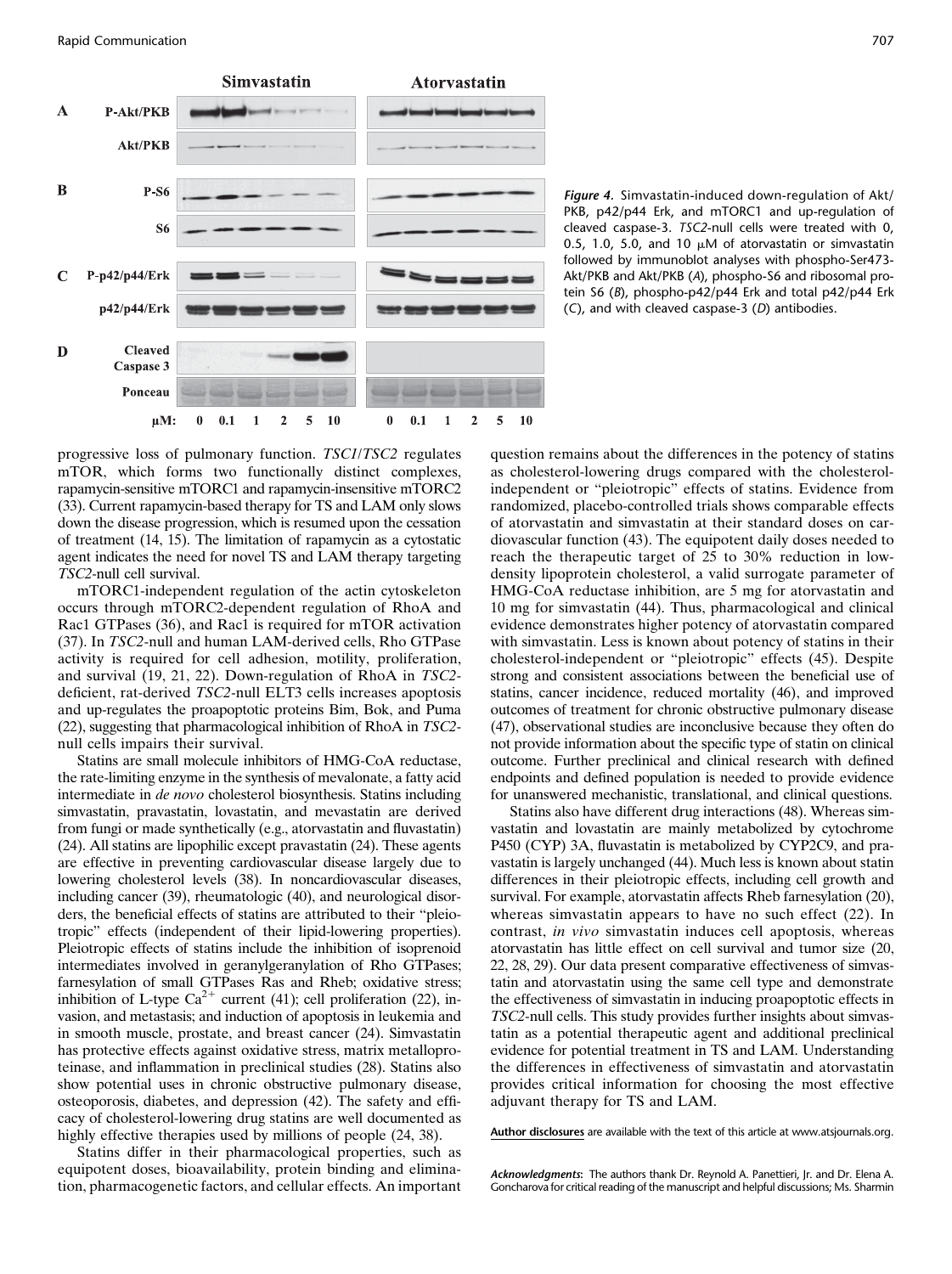*Figure 4.* Simvastatin-induced down-regulation of Akt/PKB, p42/p44 Erk, and mTORC1 and up-regulation of cleaved caspase-3. *TSC2*-null cells were treated with 0, 0.5, 1.0, 5.0, and 10 μM of atorvastatin or simvastatin followed by immunoblot analyses with phospho-Ser473-Akt/PKB and Akt/PKB (*A*), phospho-S6 and ribosomal protein S6 (*B*), phospho-p42/p44 Erk and total p42/p44 Erk (*C*), and with cleaved caspase-3 (*D*) antibodies.

progressive loss of pulmonary function. *TSC1*/*TSC2* regulates mTOR, which forms two functionally distinct complexes, rapamycin-sensitive mTORC1 and rapamycin-insensitive mTORC2 (33). Current rapamycin-based therapy for TS and LAM only slows down the disease progression, which is resumed upon the cessation of treatment (14, 15). The limitation of rapamycin as a cytostatic agent indicates the need for novel TS and LAM therapy targeting *TSC2*-null cell survival.

mTORC1-independent regulation of the actin cytoskeleton occurs through mTORC2-dependent regulation of RhoA and Rac1 GTPases (36), and Rac1 is required for mTOR activation (37). In *TSC2*-null and human LAM-derived cells, Rho GTPase activity is required for cell adhesion, motility, proliferation, and survival (19, 21, 22). Down-regulation of RhoA in *TSC2*-deficient, rat-derived *TSC2*-null ELT3 cells increases apoptosis and up-regulates the proapoptotic proteins Bim, Bok, and Puma (22), suggesting that pharmacological inhibition of RhoA in *TSC2*-null cells impairs their survival.

Statins are small molecule inhibitors of HMG-CoA reductase, the rate-limiting enzyme in the synthesis of mevalonate, a fatty acid intermediate in *de novo* cholesterol biosynthesis. Statins including simvastatin, pravastatin, lovastatin, and mevastatin are derived from fungi or made synthetically (e.g., atorvastatin and fluvastatin) (24). All statins are lipophilic except pravastatin (24). These agents are effective in preventing cardiovascular disease largely due to lowering cholesterol levels (38). In noncardiovascular diseases, including cancer (39), rheumatologic (40), and neurological disorders, the beneficial effects of statins are attributed to their "pleiotropic" effects (independent of their lipid-lowering properties). Pleiotropic effects of statins include the inhibition of isoprenoid intermediates involved in geranylgeranylation of Rho GTPases; farnesylation of small GTPases Ras and Rheb; oxidative stress; inhibition of L-type $Ca^{2+}$ current (41); cell proliferation (22), invasion, and metastasis; and induction of apoptosis in leukemia and in smooth muscle, prostate, and breast cancer (24). Simvastatin has protective effects against oxidative stress, matrix metalloproteinase, and inflammation in preclinical studies (28). Statins also show potential uses in chronic obstructive pulmonary disease, osteoporosis, diabetes, and depression (42). The safety and efficacy of cholesterol-lowering drug statins are well documented as highly effective therapies used by millions of people (24, 38).

Statins differ in their pharmacological properties, such as equipotent doses, bioavailability, protein binding and elimination, pharmacogenetic factors, and cellular effects. An important question remains about the differences in the potency of statins as cholesterol-lowering drugs compared with the cholesterol-independent or "pleiotropic" effects of statins. Evidence from randomized, placebo-controlled trials shows comparable effects of atorvastatin and simvastatin at their standard doses on cardiovascular function (43). The equipotent daily doses needed to reach the therapeutic target of 25 to 30% reduction in low-density lipoprotein cholesterol, a valid surrogate parameter of HMG-CoA reductase inhibition, are 5 mg for atorvastatin and 10 mg for simvastatin (44). Thus, pharmacological and clinical evidence demonstrates higher potency of atorvastatin compared with simvastatin. Less is known about potency of statins in their cholesterol-independent or "pleiotropic" effects (45). Despite strong and consistent associations between the beneficial use of statins, cancer incidence, reduced mortality (46), and improved outcomes of treatment for chronic obstructive pulmonary disease (47), observational studies are inconclusive because they often do not provide information about the specific type of statin on clinical outcome. Further preclinical and clinical research with defined endpoints and defined population is needed to provide evidence for unanswered mechanistic, translational, and clinical questions.

Statins also have different drug interactions (48). Whereas simvastatin and lovastatin are mainly metabolized by cytochrome P450 (CYP) 3A, fluvastatin is metabolized by CYP2C9, and pravastatin is largely unchanged (44). Much less is known about statin differences in their pleiotropic effects, including cell growth and survival. For example, atorvastatin affects Rheb farnesylation (20), whereas simvastatin appears to have no such effect (22). In contrast, *in vivo* simvastatin induces cell apoptosis, whereas atorvastatin has little effect on cell survival and tumor size (20, 22, 28, 29). Our data present comparative effectiveness of simvastatin and atorvastatin using the same cell type and demonstrate the effectiveness of simvastatin in inducing proapoptotic effects in *TSC2*-null cells. This study provides further insights about simvastatin as a potential therapeutic agent and additional preclinical evidence for potential treatment in TS and LAM. Understanding the differences in effectiveness of simvastatin and atorvastatin provides critical information for choosing the most effective adjuvant therapy for TS and LAM.

**Author disclosures** are available with the text of this article at www.atsjournals.org.

***Acknowledgments***: The authors thank Dr. Reynold A. Panettieri, Jr. and Dr. Elena A. Goncharova for critical reading of the manuscript and helpful discussions; Ms. Sharmin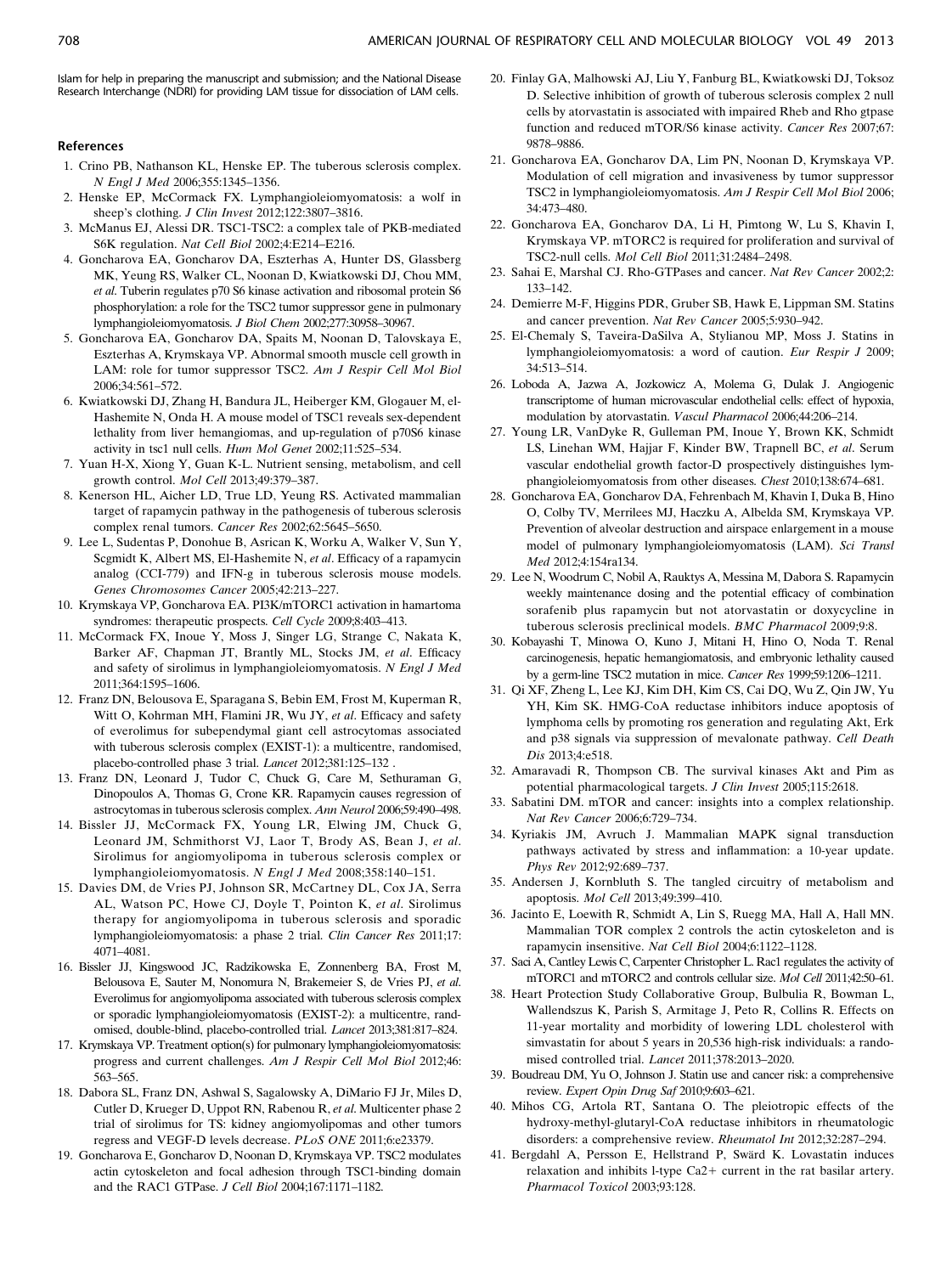Islam for help in preparing the manuscript and submission; and the National Disease Research Interchange (NDRI) for providing LAM tissue for dissociation of LAM cells.

## References

1. Crino PB, Nathanson KL, Henske EP. The tuberous sclerosis complex. *N Engl J Med* 2006;355:1345–1356.
2. Henske EP, McCormack FX. Lymphangioleiomyomatosis: a wolf in sheep's clothing. *J Clin Invest* 2012;122:3807–3816.
3. McManus EJ, Alessi DR. TSC1-TSC2: a complex tale of PKB-mediated S6K regulation. *Nat Cell Biol* 2002;4:E214–E216.
4. Goncharova EA, Goncharov DA, Eszterhas A, Hunter DS, Glassberg MK, Yeung RS, Walker CL, Noonan D, Kwiatkowski DJ, Chou MM, *et al*. Tuberin regulates p70 S6 kinase activation and ribosomal protein S6 phosphorylation: a role for the TSC2 tumor suppressor gene in pulmonary lymphangioleiomyomatosis. *J Biol Chem* 2002;277:30958–30967.
5. Goncharova EA, Goncharov DA, Spaits M, Noonan D, Talovskaya E, Eszterhas A, Krymskaya VP. Abnormal smooth muscle cell growth in LAM: role for tumor suppressor TSC2. *Am J Respir Cell Mol Biol* 2006;34:561–572.
6. Kwiatkowski DJ, Zhang H, Bandura JL, Heiberger KM, Glogauer M, el-Hashemite N, Onda H. A mouse model of TSC1 reveals sex-dependent lethality from liver hemangiomas, and up-regulation of p70S6 kinase activity in tsc1 null cells. *Hum Mol Genet* 2002;11:525–534.
7. Yuan H-X, Xiong Y, Guan K-L. Nutrient sensing, metabolism, and cell growth control. *Mol Cell* 2013;49:379–387.
8. Kenerson HL, Aicher LD, True LD, Yeung RS. Activated mammalian target of rapamycin pathway in the pathogenesis of tuberous sclerosis complex renal tumors. *Cancer Res* 2002;62:5645–5650.
9. Lee L, Sudentas P, Donohue B, Asrican K, Worku A, Walker V, Sun Y, Scgmidt K, Albert MS, El-Hashemite N, *et al*. Efficacy of a rapamycin analog (CCI-779) and IFN-g in tuberous sclerosis mouse models. *Genes Chromosomes Cancer* 2005;42:213–227.
10. Krymskaya VP, Goncharova EA. PI3K/mTORC1 activation in hamartoma syndromes: therapeutic prospects. *Cell Cycle* 2009;8:403–413.
11. McCormack FX, Inoue Y, Moss J, Singer LG, Strange C, Nakata K, Barker AF, Chapman JT, Brantly ML, Stocks JM, *et al*. Efficacy and safety of sirolimus in lymphangioleiomyomatosis. *N Engl J Med* 2011;364:1595–1606.
12. Franz DN, Belousova E, Sparagana S, Bebin EM, Frost M, Kuperman R, Witt O, Kohrman MH, Flamini JR, Wu JY, *et al*. Efficacy and safety of everolimus for subependymal giant cell astrocytomas associated with tuberous sclerosis complex (EXIST-1): a multicentre, randomised, placebo-controlled phase 3 trial. *Lancet* 2012;381:125–132 .
13. Franz DN, Leonard J, Tudor C, Chuck G, Care M, Sethuraman G, Dinopoulos A, Thomas G, Crone KR. Rapamycin causes regression of astrocytomas in tuberous sclerosis complex. *Ann Neurol* 2006;59:490–498.
14. Bissler JJ, McCormack FX, Young LR, Elwing JM, Chuck G, Leonard JM, Schmithorst VJ, Laor T, Brody AS, Bean J, *et al*. Sirolimus for angiomyolipoma in tuberous sclerosis complex or lymphangioleiomyomatosis. *N Engl J Med* 2008;358:140–151.
15. Davies DM, de Vries PJ, Johnson SR, McCartney DL, Cox JA, Serra AL, Watson PC, Howe CJ, Doyle T, Pointon K, *et al*. Sirolimus therapy for angiomyolipoma in tuberous sclerosis and sporadic lymphangioleiomyomatosis: a phase 2 trial. *Clin Cancer Res* 2011;17: 4071–4081.
16. Bissler JJ, Kingswood JC, Radzikowska E, Zonnenberg BA, Frost M, Belousova E, Sauter M, Nonomura N, Brakemeier S, de Vries PJ, *et al*. Everolimus for angiomyolipoma associated with tuberous sclerosis complex or sporadic lymphangioleiomyomatosis (EXIST-2): a multicentre, randomised, double-blind, placebo-controlled trial. *Lancet* 2013;381:817–824.
17. Krymskaya VP. Treatment option(s) for pulmonary lymphangioleiomyomatosis: progress and current challenges. *Am J Respir Cell Mol Biol* 2012;46: 563–565.
18. Dabora SL, Franz DN, Ashwal S, Sagalowsky A, DiMario FJ Jr, Miles D, Cutler D, Krueger D, Uppot RN, Rabenou R, *et al*. Multicenter phase 2 trial of sirolimus for TS: kidney angiomyolipomas and other tumors regress and VEGF-D levels decrease. *PLoS ONE* 2011;6:e23379.
19. Goncharova E, Goncharov D, Noonan D, Krymskaya VP. TSC2 modulates actin cytoskeleton and focal adhesion through TSC1-binding domain and the RAC1 GTPase. *J Cell Biol* 2004;167:1171–1182.
20. Finlay GA, Malhowski AJ, Liu Y, Fanburg BL, Kwiatkowski DJ, Toksoz D. Selective inhibition of growth of tuberous sclerosis complex 2 null cells by atorvastatin is associated with impaired Rheb and Rho gtpase function and reduced mTOR/S6 kinase activity. *Cancer Res* 2007;67: 9878–9886.
21. Goncharova EA, Goncharov DA, Lim PN, Noonan D, Krymskaya VP. Modulation of cell migration and invasiveness by tumor suppressor TSC2 in lymphangioleiomyomatosis. *Am J Respir Cell Mol Biol* 2006; 34:473–480.
22. Goncharova EA, Goncharov DA, Li H, Pimtong W, Lu S, Khavin I, Krymskaya VP. mTORC2 is required for proliferation and survival of TSC2-null cells. *Mol Cell Biol* 2011;31:2484–2498.
23. Sahai E, Marshal CJ. Rho-GTPases and cancer. *Nat Rev Cancer* 2002;2: 133–142.
24. Demierre M-F, Higgins PDR, Gruber SB, Hawk E, Lippman SM. Statins and cancer prevention. *Nat Rev Cancer* 2005;5:930–942.
25. El-Chemaly S, Taveira-DaSilva A, Stylianou MP, Moss J. Statins in lymphangioleiomyomatosis: a word of caution. *Eur Respir J* 2009; 34:513–514.
26. Loboda A, Jazwa A, Jozkowicz A, Molema G, Dulak J. Angiogenic transcriptome of human microvascular endothelial cells: effect of hypoxia, modulation by atorvastatin. *Vascul Pharmacol* 2006;44:206–214.
27. Young LR, VanDyke R, Gulleman PM, Inoue Y, Brown KK, Schmidt LS, Linehan WM, Hajjar F, Kinder BW, Trapnell BC, *et al*. Serum vascular endothelial growth factor-D prospectively distinguishes lymphangioleiomyomatosis from other diseases. *Chest* 2010;138:674–681.
28. Goncharova EA, Goncharov DA, Fehrenbach M, Khavin I, Duka B, Hino O, Colby TV, Merrilees MJ, Haczku A, Albelda SM, Krymskaya VP. Prevention of alveolar destruction and airspace enlargement in a mouse model of pulmonary lymphangioleiomyomatosis (LAM). *Sci Transl Med* 2012;4:154ra134.
29. Lee N, Woodrum C, Nobil A, Rauktys A, Messina M, Dabora S. Rapamycin weekly maintenance dosing and the potential efficacy of combination sorafenib plus rapamycin but not atorvastatin or doxycycline in tuberous sclerosis preclinical models. *BMC Pharmacol* 2009;9:8.
30. Kobayashi T, Minowa O, Kuno J, Mitani H, Hino O, Noda T. Renal carcinogenesis, hepatic hemangiomatosis, and embryonic lethality caused by a germ-line TSC2 mutation in mice. *Cancer Res* 1999;59:1206–1211.
31. Qi XF, Zheng L, Lee KJ, Kim DH, Kim CS, Cai DQ, Wu Z, Qin JW, Yu YH, Kim SK. HMG-CoA reductase inhibitors induce apoptosis of lymphoma cells by promoting ros generation and regulating Akt, Erk and p38 signals via suppression of mevalonate pathway. *Cell Death Dis* 2013;4:e518.
32. Amaravadi R, Thompson CB. The survival kinases Akt and Pim as potential pharmacological targets. *J Clin Invest* 2005;115:2618.
33. Sabatini DM. mTOR and cancer: insights into a complex relationship. *Nat Rev Cancer* 2006;6:729–734.
34. Kyriakis JM, Avruch J. Mammalian MAPK signal transduction pathways activated by stress and inflammation: a 10-year update. *Phys Rev* 2012;92:689–737.
35. Andersen J, Kornbluth S. The tangled circuitry of metabolism and apoptosis. *Mol Cell* 2013;49:399–410.
36. Jacinto E, Loewith R, Schmidt A, Lin S, Ruegg MA, Hall A, Hall MN. Mammalian TOR complex 2 controls the actin cytoskeleton and is rapamycin insensitive. *Nat Cell Biol* 2004;6:1122–1128.
37. Saci A, Cantley Lewis C, Carpenter Christopher L. Rac1 regulates the activity of mTORC1 and mTORC2 and controls cellular size. *Mol Cell* 2011;42:50–61.
38. Heart Protection Study Collaborative Group, Bulbulia R, Bowman L, Wallendszus K, Parish S, Armitage J, Peto R, Collins R. Effects on 11-year mortality and morbidity of lowering LDL cholesterol with simvastatin for about 5 years in 20,536 high-risk individuals: a randomised controlled trial. *Lancet* 2011;378:2013–2020.
39. Boudreau DM, Yu O, Johnson J. Statin use and cancer risk: a comprehensive review. *Expert Opin Drug Saf* 2010;9:603–621.
40. Mihos CG, Artola RT, Santana O. The pleiotropic effects of the hydroxy-methyl-glutaryl-CoA reductase inhibitors in rheumatologic disorders: a comprehensive review. *Rheumatol Int* 2012;32:287–294.
41. Bergdahl A, Persson E, Hellstrand P, Swärd K. Lovastatin induces relaxation and inhibits l-type Ca2+ current in the rat basilar artery. *Pharmacol Toxicol* 2003;93:128.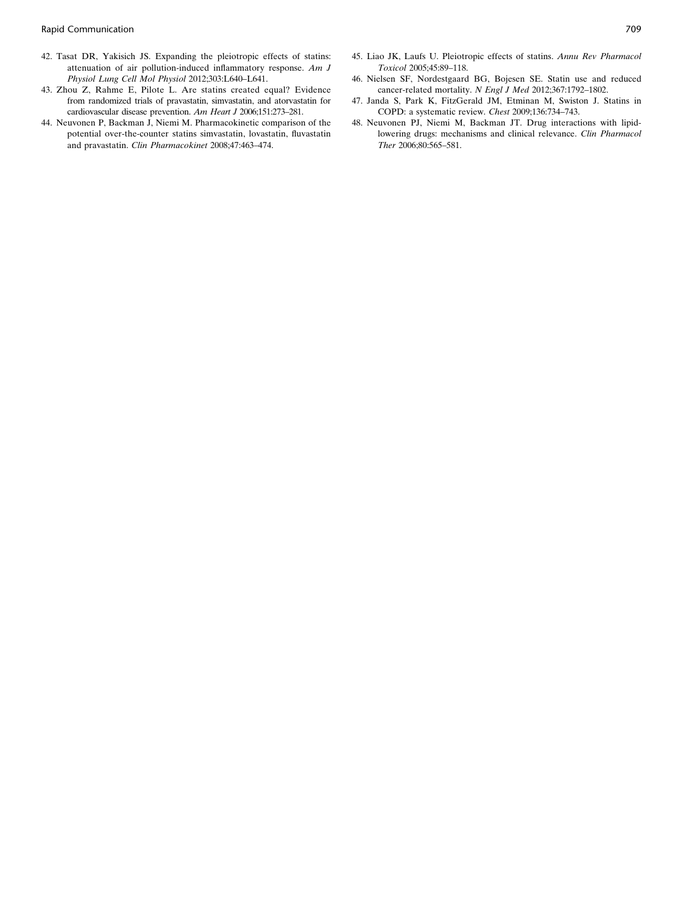42. Tasat DR, Yakisich JS. Expanding the pleiotropic effects of statins: attenuation of air pollution-induced inflammatory response. *Am J Physiol Lung Cell Mol Physiol* 2012;303:L640–L641.
43. Zhou Z, Rahme E, Pilote L. Are statins created equal? Evidence from randomized trials of pravastatin, simvastatin, and atorvastatin for cardiovascular disease prevention. *Am Heart J* 2006;151:273–281.
44. Neuvonen P, Backman J, Niemi M. Pharmacokinetic comparison of the potential over-the-counter statins simvastatin, lovastatin, fluvastatin and pravastatin. *Clin Pharmacokinet* 2008;47:463–474.
45. Liao JK, Laufs U. Pleiotropic effects of statins. *Annu Rev Pharmacol Toxicol* 2005;45:89–118.
46. Nielsen SF, Nordestgaard BG, Bojesen SE. Statin use and reduced cancer-related mortality. *N Engl J Med* 2012;367:1792–1802.
47. Janda S, Park K, FitzGerald JM, Etminan M, Swiston J. Statins in COPD: a systematic review. *Chest* 2009;136:734–743.
48. Neuvonen PJ, Niemi M, Backman JT. Drug interactions with lipid-lowering drugs: mechanisms and clinical relevance. *Clin Pharmacol Ther* 2006;80:565–581.